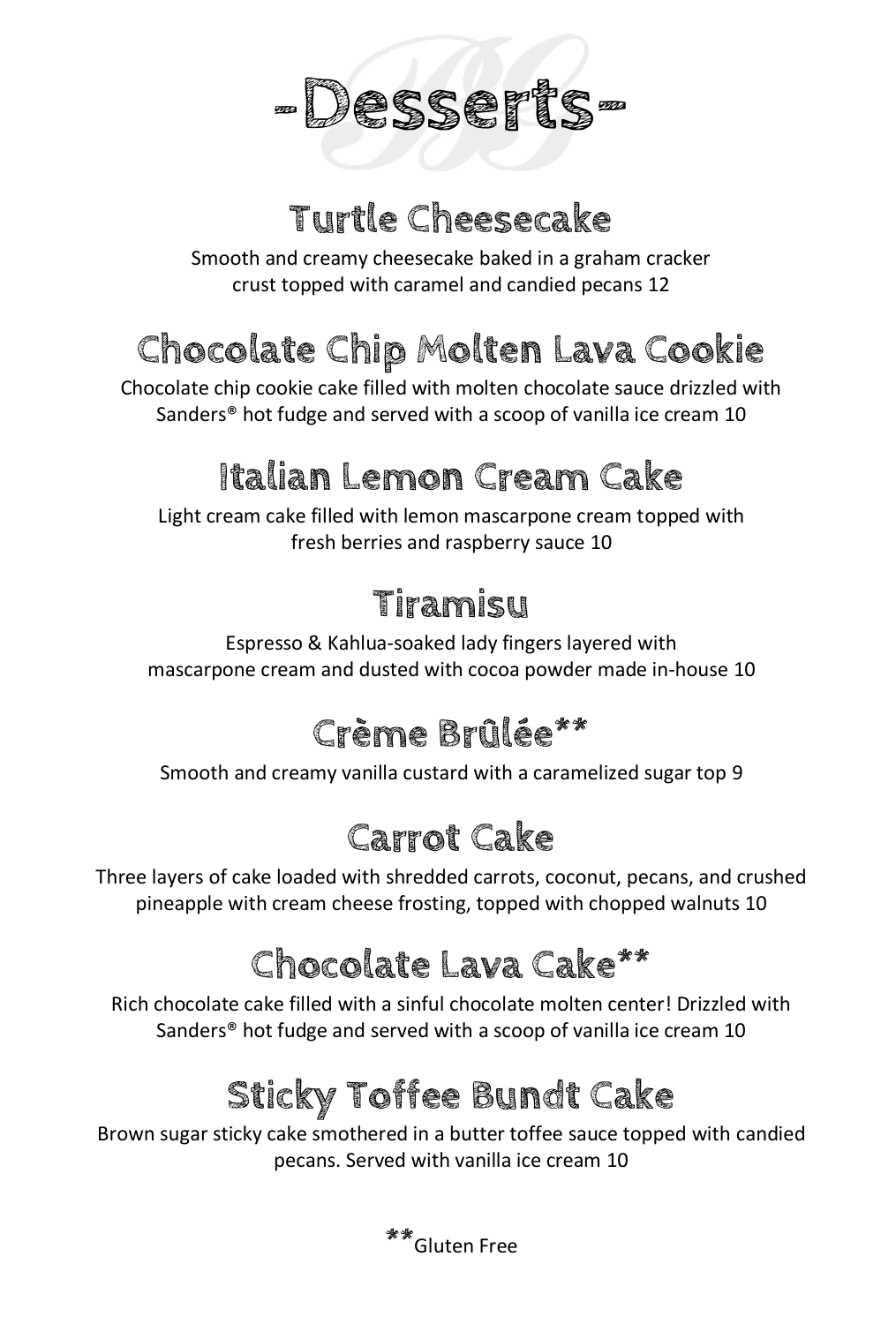# -Desserts-

## Turtle Cheesecake

Smooth and creamy cheesecake baked in a graham cracker crust topped with caramel and candied pecans 12

## Chocolate Chip Molten Lava Cookie

Chocolate chip cookie cake filled with molten chocolate sauce drizzled with Sanders® hot fudge and served with a scoop of vanilla ice cream 10

## Italian Lemon Cream Cake

Light cream cake filled with lemon mascarpone cream topped with fresh berries and raspberry sauce 10

## Tiramisu

Espresso & Kahlua-soaked lady fingers layered with mascarpone cream and dusted with cocoa powder made in-house 10

## Crème Brûlée**

Smooth and creamy vanilla custard with a caramelized sugar top 9

## Carrot Cake

Three layers of cake loaded with shredded carrots, coconut, pecans, and crushed pineapple with cream cheese frosting, topped with chopped walnuts 10

## Chocolate Lava Cake**

Rich chocolate cake filled with a sinful chocolate molten center! Drizzled with Sanders® hot fudge and served with a scoop of vanilla ice cream 10

## Sticky Toffee Bundt Cake

Brown sugar sticky cake smothered in a butter toffee sauce topped with candied pecans. Served with vanilla ice cream 10

**Gluten Free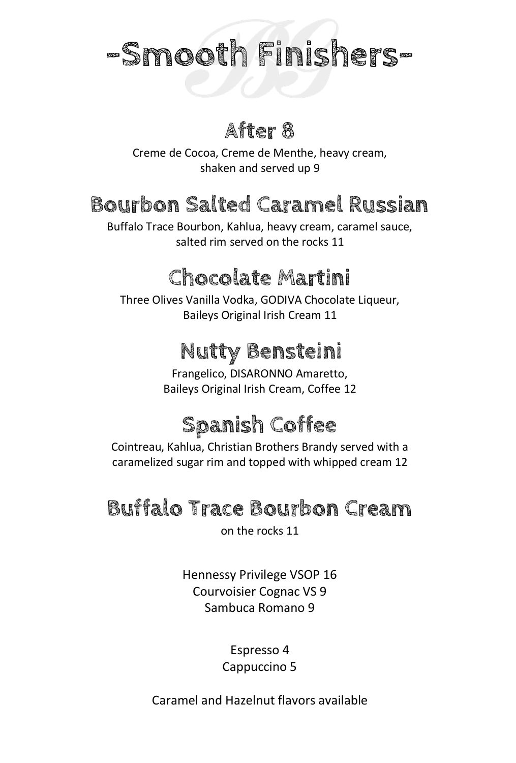# -Smooth Finishers-

## After 8

Creme de Cocoa, Creme de Menthe, heavy cream,
shaken and served up 9

## Bourbon Salted Caramel Russian

Buffalo Trace Bourbon, Kahlua, heavy cream, caramel sauce,
salted rim served on the rocks 11

## Chocolate Martini

Three Olives Vanilla Vodka, GODIVA Chocolate Liqueur,
Baileys Original Irish Cream 11

## Nutty Bensteini

Frangelico, DISARONNO Amaretto,
Baileys Original Irish Cream, Coffee 12

## Spanish Coffee

Cointreau, Kahlua, Christian Brothers Brandy served with a
caramelized sugar rim and topped with whipped cream 12

## Buffalo Trace Bourbon Cream

on the rocks 11

Hennessy Privilege VSOP 16
Courvoisier Cognac VS 9
Sambuca Romano 9

Espresso 4
Cappuccino 5

Caramel and Hazelnut flavors available